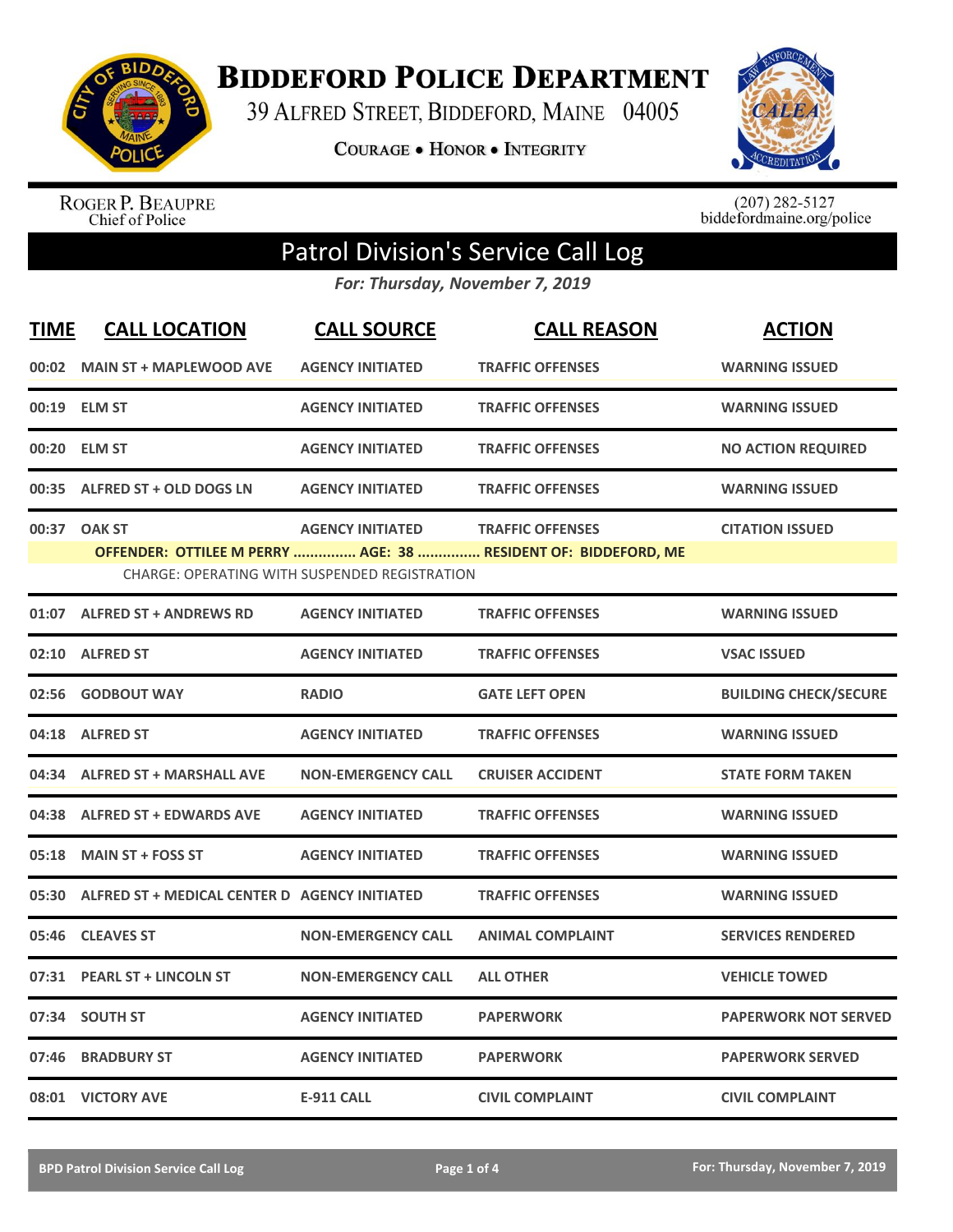# Biddeford Police Department

39 Alfred Street, Biddeford, Maine 04005

**Courage • Honor • Integrity**

Roger P. Beaupre
Chief of Police

(207) 282-5127
biddefordmaine.org/police

## Patrol Division's Service Call Log

*For: Thursday, November 7, 2019*

| TIME | CALL LOCATION | CALL SOURCE | CALL REASON | ACTION |
|---|---|---|---|---|
| 00:02 | MAIN ST + MAPLEWOOD AVE | AGENCY INITIATED | TRAFFIC OFFENSES | WARNING ISSUED |
| 00:19 | ELM ST | AGENCY INITIATED | TRAFFIC OFFENSES | WARNING ISSUED |
| 00:20 | ELM ST | AGENCY INITIATED | TRAFFIC OFFENSES | NO ACTION REQUIRED |
| 00:35 | ALFRED ST + OLD DOGS LN | AGENCY INITIATED | TRAFFIC OFFENSES | WARNING ISSUED |
| 00:37 | OAK ST | AGENCY INITIATED | TRAFFIC OFFENSES | CITATION ISSUED |
| | **OFFENDER: OTTILEE M PERRY ............... AGE: 38 ............... RESIDENT OF: BIDDEFORD, ME** | | | |
| | CHARGE: OPERATING WITH SUSPENDED REGISTRATION | | | |
| 01:07 | ALFRED ST + ANDREWS RD | AGENCY INITIATED | TRAFFIC OFFENSES | WARNING ISSUED |
| 02:10 | ALFRED ST | AGENCY INITIATED | TRAFFIC OFFENSES | VSAC ISSUED |
| 02:56 | GODBOUT WAY | RADIO | GATE LEFT OPEN | BUILDING CHECK/SECURE |
| 04:18 | ALFRED ST | AGENCY INITIATED | TRAFFIC OFFENSES | WARNING ISSUED |
| 04:34 | ALFRED ST + MARSHALL AVE | NON-EMERGENCY CALL | CRUISER ACCIDENT | STATE FORM TAKEN |
| 04:38 | ALFRED ST + EDWARDS AVE | AGENCY INITIATED | TRAFFIC OFFENSES | WARNING ISSUED |
| 05:18 | MAIN ST + FOSS ST | AGENCY INITIATED | TRAFFIC OFFENSES | WARNING ISSUED |
| 05:30 | ALFRED ST + MEDICAL CENTER D | AGENCY INITIATED | TRAFFIC OFFENSES | WARNING ISSUED |
| 05:46 | CLEAVES ST | NON-EMERGENCY CALL | ANIMAL COMPLAINT | SERVICES RENDERED |
| 07:31 | PEARL ST + LINCOLN ST | NON-EMERGENCY CALL | ALL OTHER | VEHICLE TOWED |
| 07:34 | SOUTH ST | AGENCY INITIATED | PAPERWORK | PAPERWORK NOT SERVED |
| 07:46 | BRADBURY ST | AGENCY INITIATED | PAPERWORK | PAPERWORK SERVED |
| 08:01 | VICTORY AVE | E-911 CALL | CIVIL COMPLAINT | CIVIL COMPLAINT |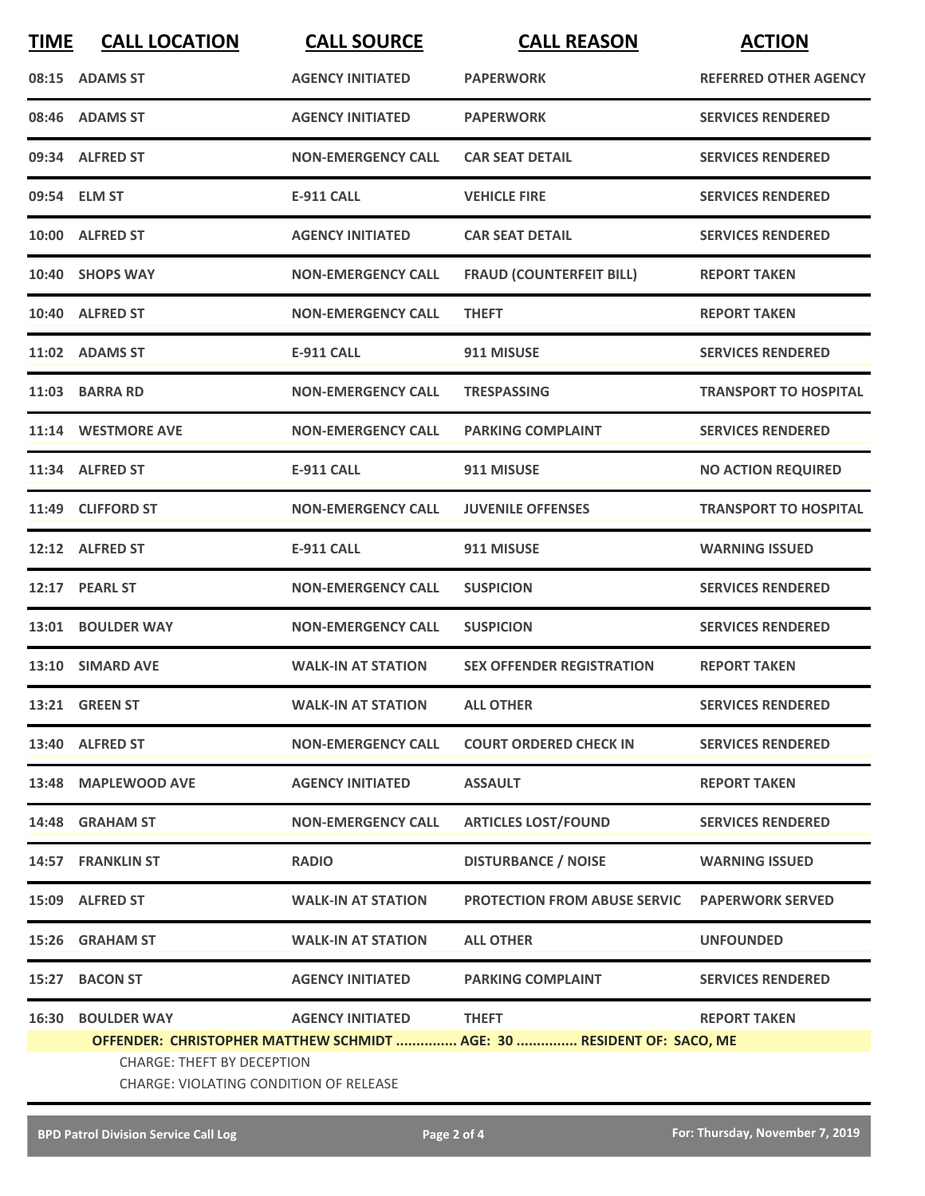| TIME | CALL LOCATION | CALL SOURCE | CALL REASON | ACTION |
|---|---|---|---|---|
| 08:15 | ADAMS ST | AGENCY INITIATED | PAPERWORK | REFERRED OTHER AGENCY |
| 08:46 | ADAMS ST | AGENCY INITIATED | PAPERWORK | SERVICES RENDERED |
| 09:34 | ALFRED ST | NON-EMERGENCY CALL | CAR SEAT DETAIL | SERVICES RENDERED |
| 09:54 | ELM ST | E-911 CALL | VEHICLE FIRE | SERVICES RENDERED |
| 10:00 | ALFRED ST | AGENCY INITIATED | CAR SEAT DETAIL | SERVICES RENDERED |
| 10:40 | SHOPS WAY | NON-EMERGENCY CALL | FRAUD (COUNTERFEIT BILL) | REPORT TAKEN |
| 10:40 | ALFRED ST | NON-EMERGENCY CALL | THEFT | REPORT TAKEN |
| 11:02 | ADAMS ST | E-911 CALL | 911 MISUSE | SERVICES RENDERED |
| 11:03 | BARRA RD | NON-EMERGENCY CALL | TRESPASSING | TRANSPORT TO HOSPITAL |
| 11:14 | WESTMORE AVE | NON-EMERGENCY CALL | PARKING COMPLAINT | SERVICES RENDERED |
| 11:34 | ALFRED ST | E-911 CALL | 911 MISUSE | NO ACTION REQUIRED |
| 11:49 | CLIFFORD ST | NON-EMERGENCY CALL | JUVENILE OFFENSES | TRANSPORT TO HOSPITAL |
| 12:12 | ALFRED ST | E-911 CALL | 911 MISUSE | WARNING ISSUED |
| 12:17 | PEARL ST | NON-EMERGENCY CALL | SUSPICION | SERVICES RENDERED |
| 13:01 | BOULDER WAY | NON-EMERGENCY CALL | SUSPICION | SERVICES RENDERED |
| 13:10 | SIMARD AVE | WALK-IN AT STATION | SEX OFFENDER REGISTRATION | REPORT TAKEN |
| 13:21 | GREEN ST | WALK-IN AT STATION | ALL OTHER | SERVICES RENDERED |
| 13:40 | ALFRED ST | NON-EMERGENCY CALL | COURT ORDERED CHECK IN | SERVICES RENDERED |
| 13:48 | MAPLEWOOD AVE | AGENCY INITIATED | ASSAULT | REPORT TAKEN |
| 14:48 | GRAHAM ST | NON-EMERGENCY CALL | ARTICLES LOST/FOUND | SERVICES RENDERED |
| 14:57 | FRANKLIN ST | RADIO | DISTURBANCE / NOISE | WARNING ISSUED |
| 15:09 | ALFRED ST | WALK-IN AT STATION | PROTECTION FROM ABUSE SERVIC | PAPERWORK SERVED |
| 15:26 | GRAHAM ST | WALK-IN AT STATION | ALL OTHER | UNFOUNDED |
| 15:27 | BACON ST | AGENCY INITIATED | PARKING COMPLAINT | SERVICES RENDERED |
| 16:30 | BOULDER WAY | AGENCY INITIATED | THEFT | REPORT TAKEN |

**OFFENDER: CHRISTOPHER MATTHEW SCHMIDT ............... AGE: 30 ............... RESIDENT OF: SACO, ME**

CHARGE: THEFT BY DECEPTION

CHARGE: VIOLATING CONDITION OF RELEASE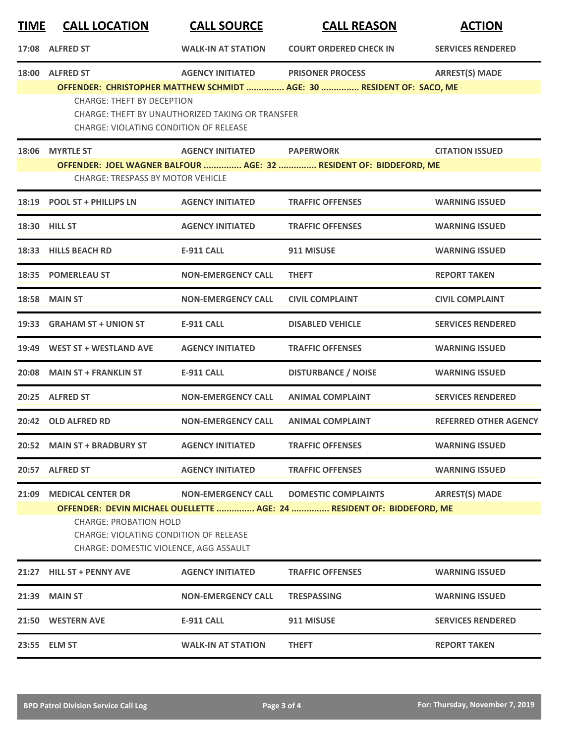| TIME | CALL LOCATION | CALL SOURCE | CALL REASON | ACTION |
|---|---|---|---|---|
| 17:08 | ALFRED ST | WALK-IN AT STATION | COURT ORDERED CHECK IN | SERVICES RENDERED |
| 18:00 | ALFRED ST | AGENCY INITIATED | PRISONER PROCESS | ARREST(S) MADE |

**OFFENDER: CHRISTOPHER MATTHEW SCHMIDT ............... AGE: 30 ............... RESIDENT OF: SACO, ME**

CHARGE: THEFT BY DECEPTION
CHARGE: THEFT BY UNAUTHORIZED TAKING OR TRANSFER
CHARGE: VIOLATING CONDITION OF RELEASE

| TIME | CALL LOCATION | CALL SOURCE | CALL REASON | ACTION |
|---|---|---|---|---|
| 18:06 | MYRTLE ST | AGENCY INITIATED | PAPERWORK | CITATION ISSUED |

**OFFENDER: JOEL WAGNER BALFOUR ............... AGE: 32 ............... RESIDENT OF: BIDDEFORD, ME**

CHARGE: TRESPASS BY MOTOR VEHICLE

| TIME | CALL LOCATION | CALL SOURCE | CALL REASON | ACTION |
|---|---|---|---|---|
| 18:19 | POOL ST + PHILLIPS LN | AGENCY INITIATED | TRAFFIC OFFENSES | WARNING ISSUED |
| 18:30 | HILL ST | AGENCY INITIATED | TRAFFIC OFFENSES | WARNING ISSUED |
| 18:33 | HILLS BEACH RD | E-911 CALL | 911 MISUSE | WARNING ISSUED |
| 18:35 | POMERLEAU ST | NON-EMERGENCY CALL | THEFT | REPORT TAKEN |
| 18:58 | MAIN ST | NON-EMERGENCY CALL | CIVIL COMPLAINT | CIVIL COMPLAINT |
| 19:33 | GRAHAM ST + UNION ST | E-911 CALL | DISABLED VEHICLE | SERVICES RENDERED |
| 19:49 | WEST ST + WESTLAND AVE | AGENCY INITIATED | TRAFFIC OFFENSES | WARNING ISSUED |
| 20:08 | MAIN ST + FRANKLIN ST | E-911 CALL | DISTURBANCE / NOISE | WARNING ISSUED |
| 20:25 | ALFRED ST | NON-EMERGENCY CALL | ANIMAL COMPLAINT | SERVICES RENDERED |
| 20:42 | OLD ALFRED RD | NON-EMERGENCY CALL | ANIMAL COMPLAINT | REFERRED OTHER AGENCY |
| 20:52 | MAIN ST + BRADBURY ST | AGENCY INITIATED | TRAFFIC OFFENSES | WARNING ISSUED |
| 20:57 | ALFRED ST | AGENCY INITIATED | TRAFFIC OFFENSES | WARNING ISSUED |
| 21:09 | MEDICAL CENTER DR | NON-EMERGENCY CALL | DOMESTIC COMPLAINTS | ARREST(S) MADE |

**OFFENDER: DEVIN MICHAEL OUELLETTE ............... AGE: 24 ............... RESIDENT OF: BIDDEFORD, ME**

CHARGE: PROBATION HOLD
CHARGE: VIOLATING CONDITION OF RELEASE
CHARGE: DOMESTIC VIOLENCE, AGG ASSAULT

| TIME | CALL LOCATION | CALL SOURCE | CALL REASON | ACTION |
|---|---|---|---|---|
| 21:27 | HILL ST + PENNY AVE | AGENCY INITIATED | TRAFFIC OFFENSES | WARNING ISSUED |
| 21:39 | MAIN ST | NON-EMERGENCY CALL | TRESPASSING | WARNING ISSUED |
| 21:50 | WESTERN AVE | E-911 CALL | 911 MISUSE | SERVICES RENDERED |
| 23:55 | ELM ST | WALK-IN AT STATION | THEFT | REPORT TAKEN |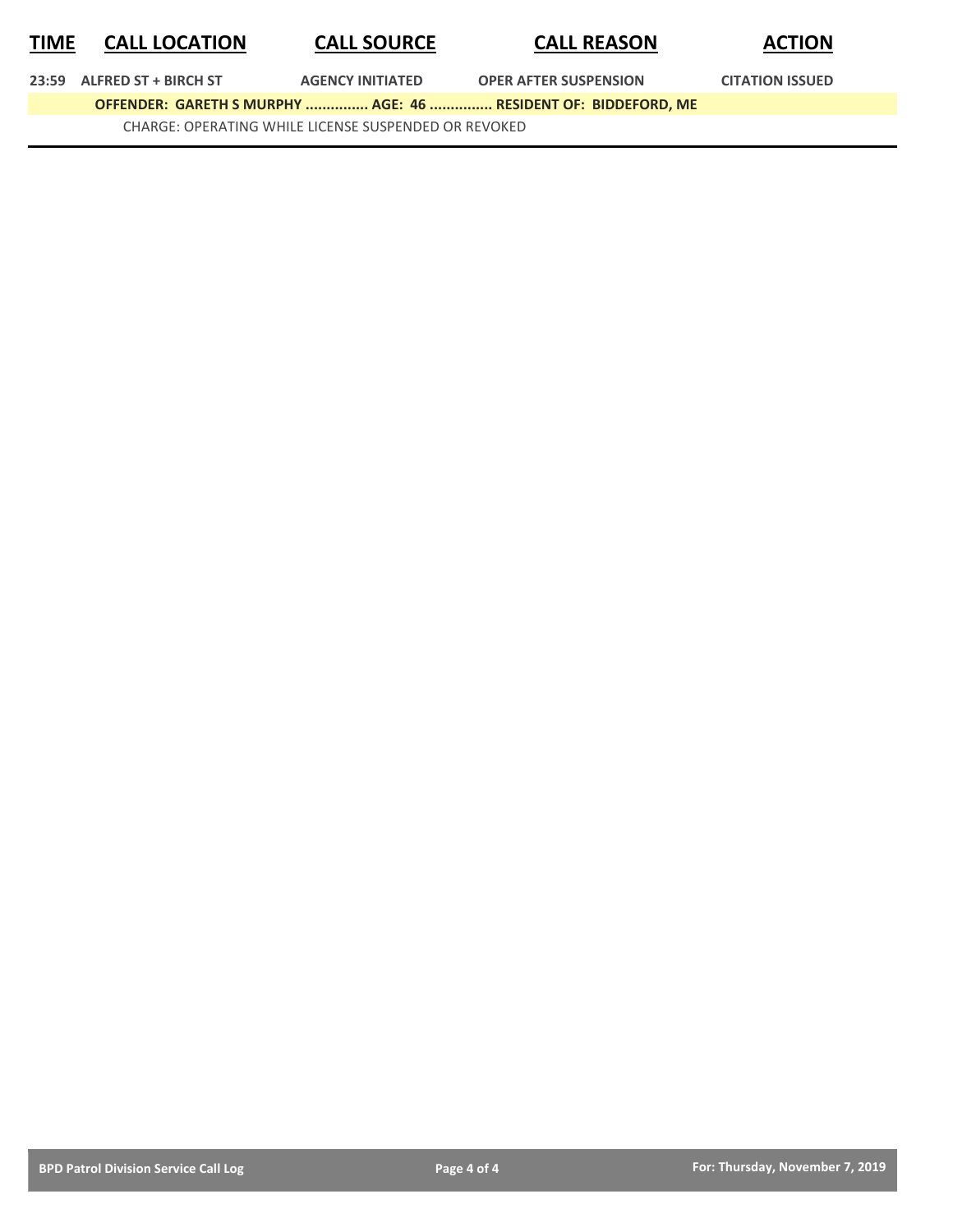| TIME | CALL LOCATION | CALL SOURCE | CALL REASON | ACTION |
|---|---|---|---|---|
| 23:59 | ALFRED ST + BIRCH ST | AGENCY INITIATED | OPER AFTER SUSPENSION | CITATION ISSUED |

**OFFENDER: GARETH S MURPHY ............... AGE: 46 ............... RESIDENT OF: BIDDEFORD, ME**

CHARGE: OPERATING WHILE LICENSE SUSPENDED OR REVOKED